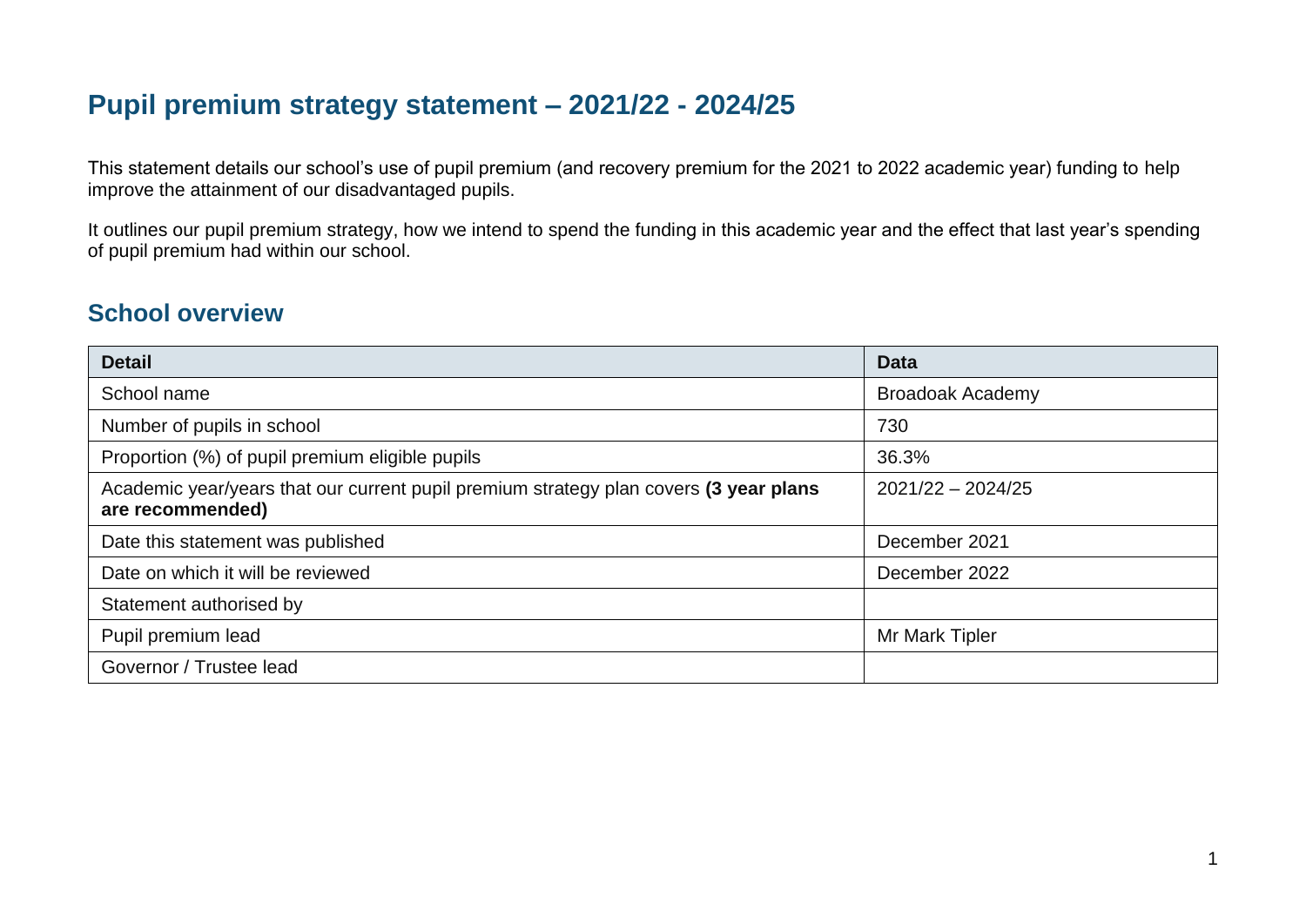# Pupil premium strategy statement – 2021/22 - 2024/25

This statement details our school's use of pupil premium (and recovery premium for the 2021 to 2022 academic year) funding to help improve the attainment of our disadvantaged pupils.

It outlines our pupil premium strategy, how we intend to spend the funding in this academic year and the effect that last year's spending of pupil premium had within our school.

## School overview

| Detail | Data |
|---|---|
| School name | Broadoak Academy |
| Number of pupils in school | 730 |
| Proportion (%) of pupil premium eligible pupils | 36.3% |
| Academic year/years that our current pupil premium strategy plan covers **(3 year plans are recommended)** | 2021/22 – 2024/25 |
| Date this statement was published | December 2021 |
| Date on which it will be reviewed | December 2022 |
| Statement authorised by | |
| Pupil premium lead | Mr Mark Tipler |
| Governor / Trustee lead | |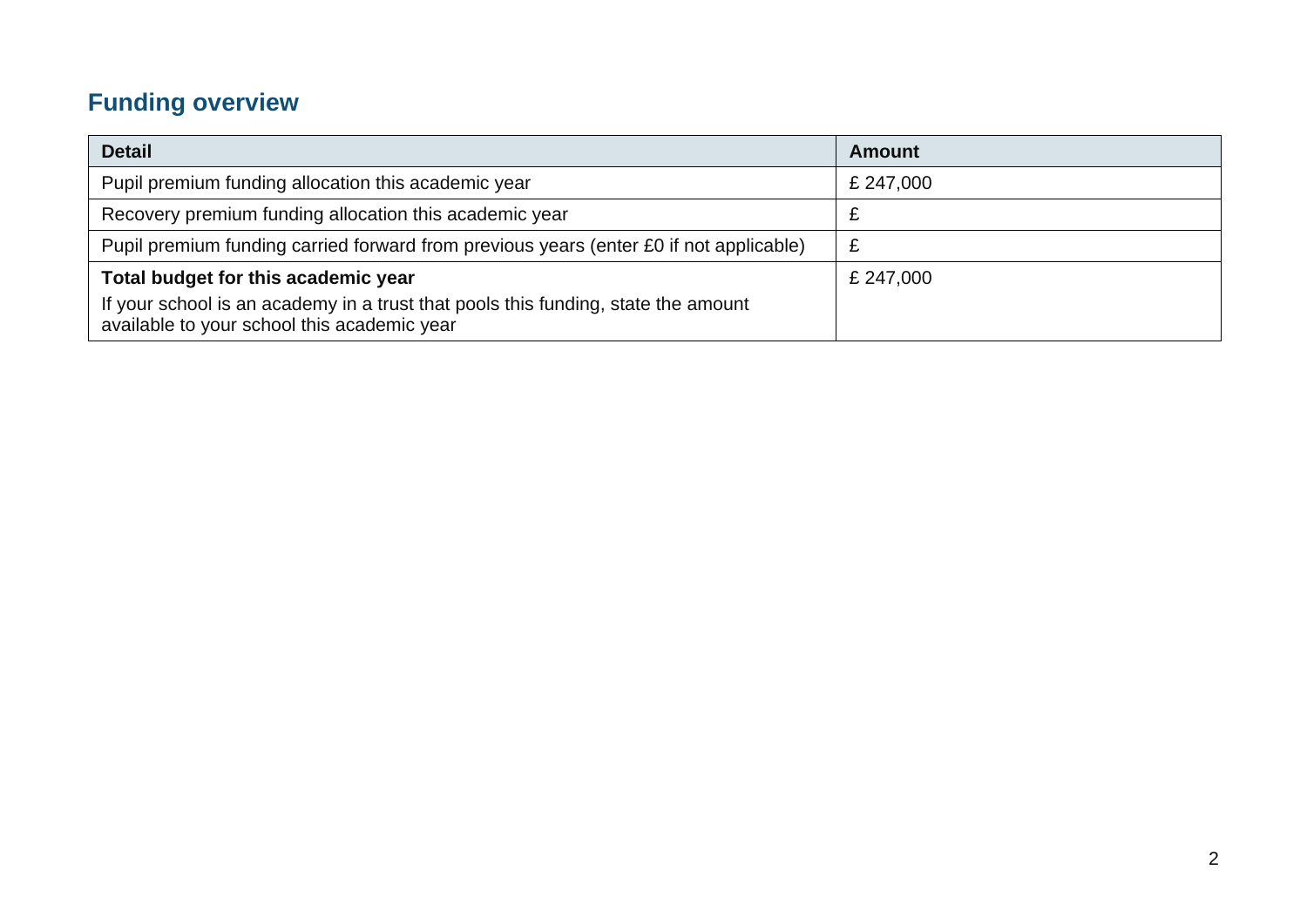## Funding overview

| Detail | Amount |
|---|---|
| Pupil premium funding allocation this academic year | £ 247,000 |
| Recovery premium funding allocation this academic year | £ |
| Pupil premium funding carried forward from previous years (enter £0 if not applicable) | £ |
| **Total budget for this academic year**<br>If your school is an academy in a trust that pools this funding, state the amount available to your school this academic year | £ 247,000 |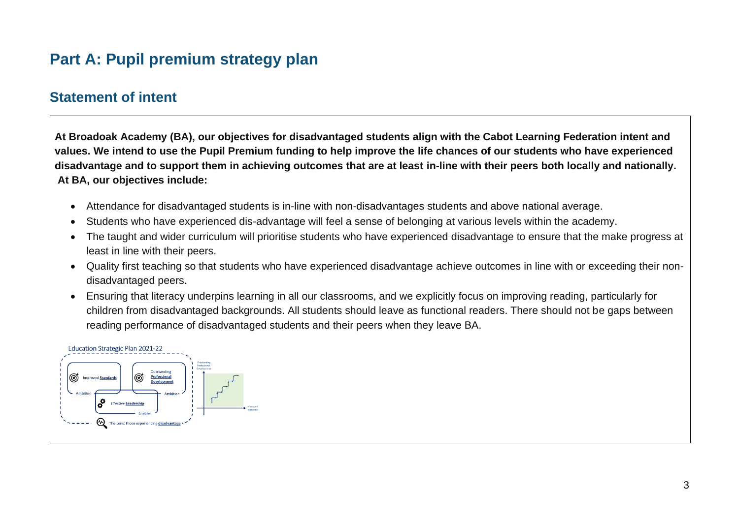# Part A: Pupil premium strategy plan

## Statement of intent

**At Broadoak Academy (BA), our objectives for disadvantaged students align with the Cabot Learning Federation intent and values. We intend to use the Pupil Premium funding to help improve the life chances of our students who have experienced disadvantage and to support them in achieving outcomes that are at least in-line with their peers both locally and nationally. At BA, our objectives include:**

- Attendance for disadvantaged students is in-line with non-disadvantages students and above national average.
- Students who have experienced dis-advantage will feel a sense of belonging at various levels within the academy.
- The taught and wider curriculum will prioritise students who have experienced disadvantage to ensure that the make progress at least in line with their peers.
- Quality first teaching so that students who have experienced disadvantage achieve outcomes in line with or exceeding their non-disadvantaged peers.
- Ensuring that literacy underpins learning in all our classrooms, and we explicitly focus on improving reading, particularly for children from disadvantaged backgrounds. All students should leave as functional readers. There should not be gaps between reading performance of disadvantaged students and their peers when they leave BA.

Education Strategic Plan 2021-22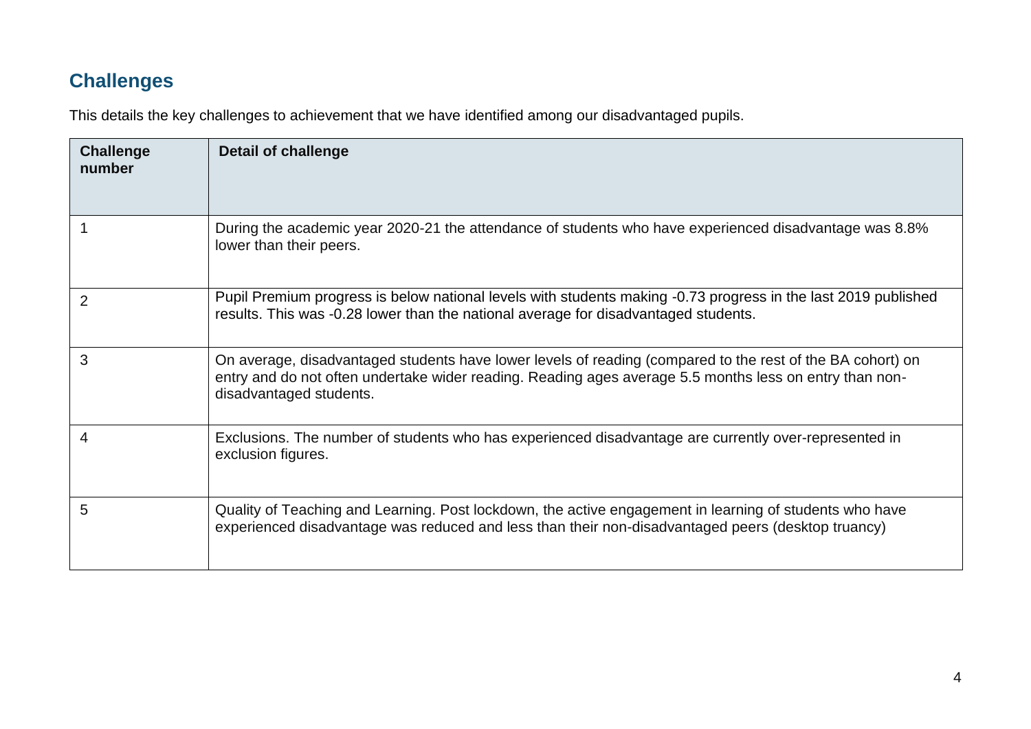## Challenges

This details the key challenges to achievement that we have identified among our disadvantaged pupils.

| Challenge number | Detail of challenge |
|---|---|
| 1 | During the academic year 2020-21 the attendance of students who have experienced disadvantage was 8.8% lower than their peers. |
| 2 | Pupil Premium progress is below national levels with students making -0.73 progress in the last 2019 published results. This was -0.28 lower than the national average for disadvantaged students. |
| 3 | On average, disadvantaged students have lower levels of reading (compared to the rest of the BA cohort) on entry and do not often undertake wider reading. Reading ages average 5.5 months less on entry than non-disadvantaged students. |
| 4 | Exclusions. The number of students who has experienced disadvantage are currently over-represented in exclusion figures. |
| 5 | Quality of Teaching and Learning. Post lockdown, the active engagement in learning of students who have experienced disadvantage was reduced and less than their non-disadvantaged peers (desktop truancy) |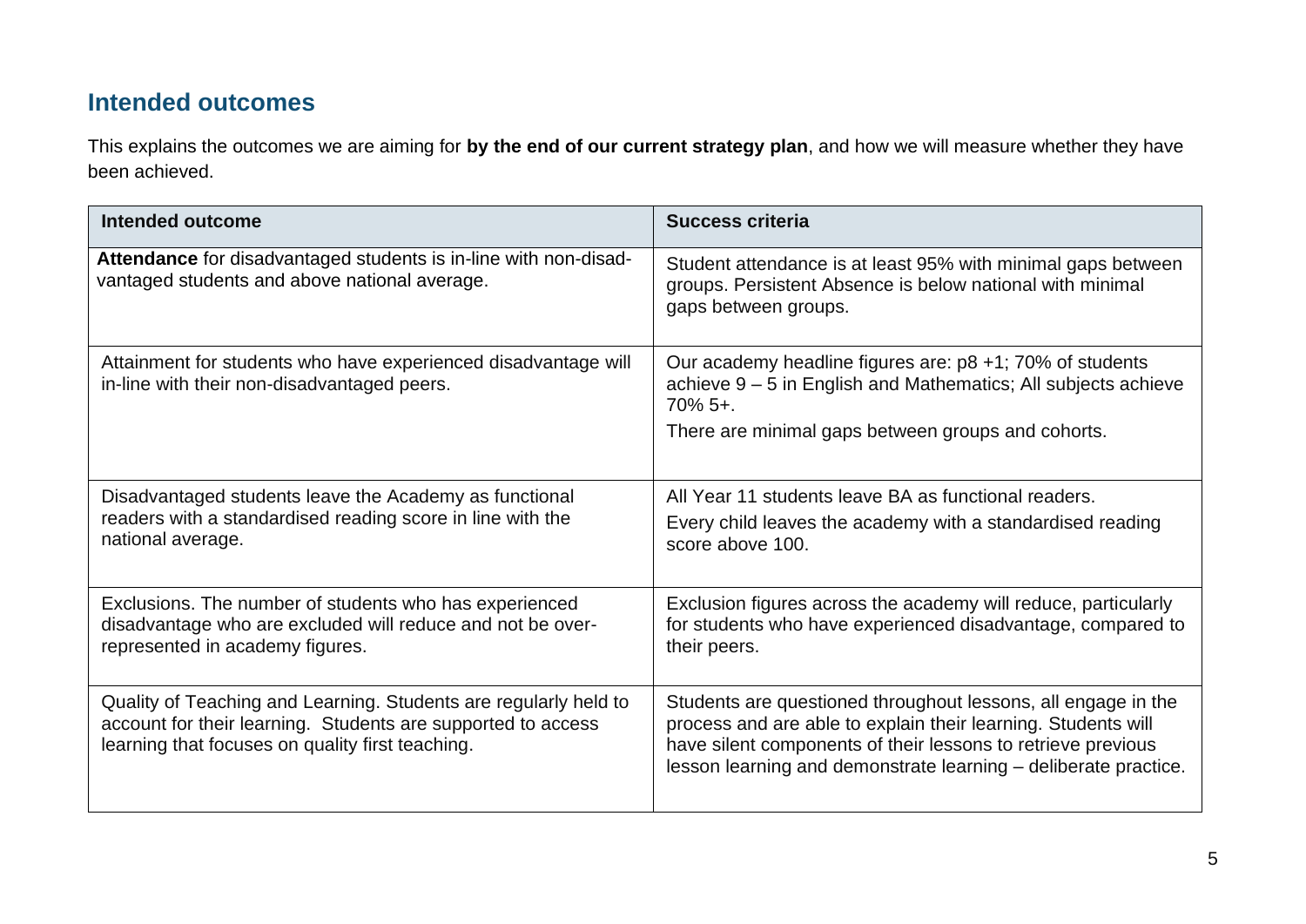## Intended outcomes

This explains the outcomes we are aiming for **by the end of our current strategy plan**, and how we will measure whether they have been achieved.

| Intended outcome | Success criteria |
|---|---|
| **Attendance** for disadvantaged students is in-line with non-disadvantaged students and above national average. | Student attendance is at least 95% with minimal gaps between groups. Persistent Absence is below national with minimal gaps between groups. |
| Attainment for students who have experienced disadvantage will in-line with their non-disadvantaged peers. | Our academy headline figures are: p8 +1; 70% of students achieve 9 – 5 in English and Mathematics; All subjects achieve 70% 5+.<br>There are minimal gaps between groups and cohorts. |
| Disadvantaged students leave the Academy as functional readers with a standardised reading score in line with the national average. | All Year 11 students leave BA as functional readers.<br>Every child leaves the academy with a standardised reading score above 100. |
| Exclusions. The number of students who has experienced disadvantage who are excluded will reduce and not be over-represented in academy figures. | Exclusion figures across the academy will reduce, particularly for students who have experienced disadvantage, compared to their peers. |
| Quality of Teaching and Learning. Students are regularly held to account for their learning. Students are supported to access learning that focuses on quality first teaching. | Students are questioned throughout lessons, all engage in the process and are able to explain their learning. Students will have silent components of their lessons to retrieve previous lesson learning and demonstrate learning – deliberate practice. |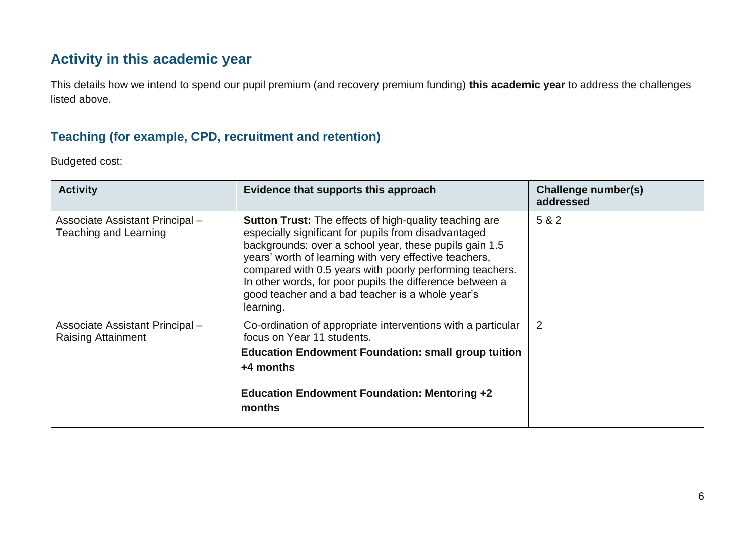## Activity in this academic year

This details how we intend to spend our pupil premium (and recovery premium funding) **this academic year** to address the challenges listed above.

### Teaching (for example, CPD, recruitment and retention)

Budgeted cost:

| Activity | Evidence that supports this approach | Challenge number(s) addressed |
|---|---|---|
| Associate Assistant Principal – Teaching and Learning | **Sutton Trust:** The effects of high-quality teaching are especially significant for pupils from disadvantaged backgrounds: over a school year, these pupils gain 1.5 years' worth of learning with very effective teachers, compared with 0.5 years with poorly performing teachers. In other words, for poor pupils the difference between a good teacher and a bad teacher is a whole year's learning. | 5 & 2 |
| Associate Assistant Principal – Raising Attainment | Co-ordination of appropriate interventions with a particular focus on Year 11 students.<br>**Education Endowment Foundation: small group tuition +4 months**<br>**Education Endowment Foundation: Mentoring +2 months** | 2 |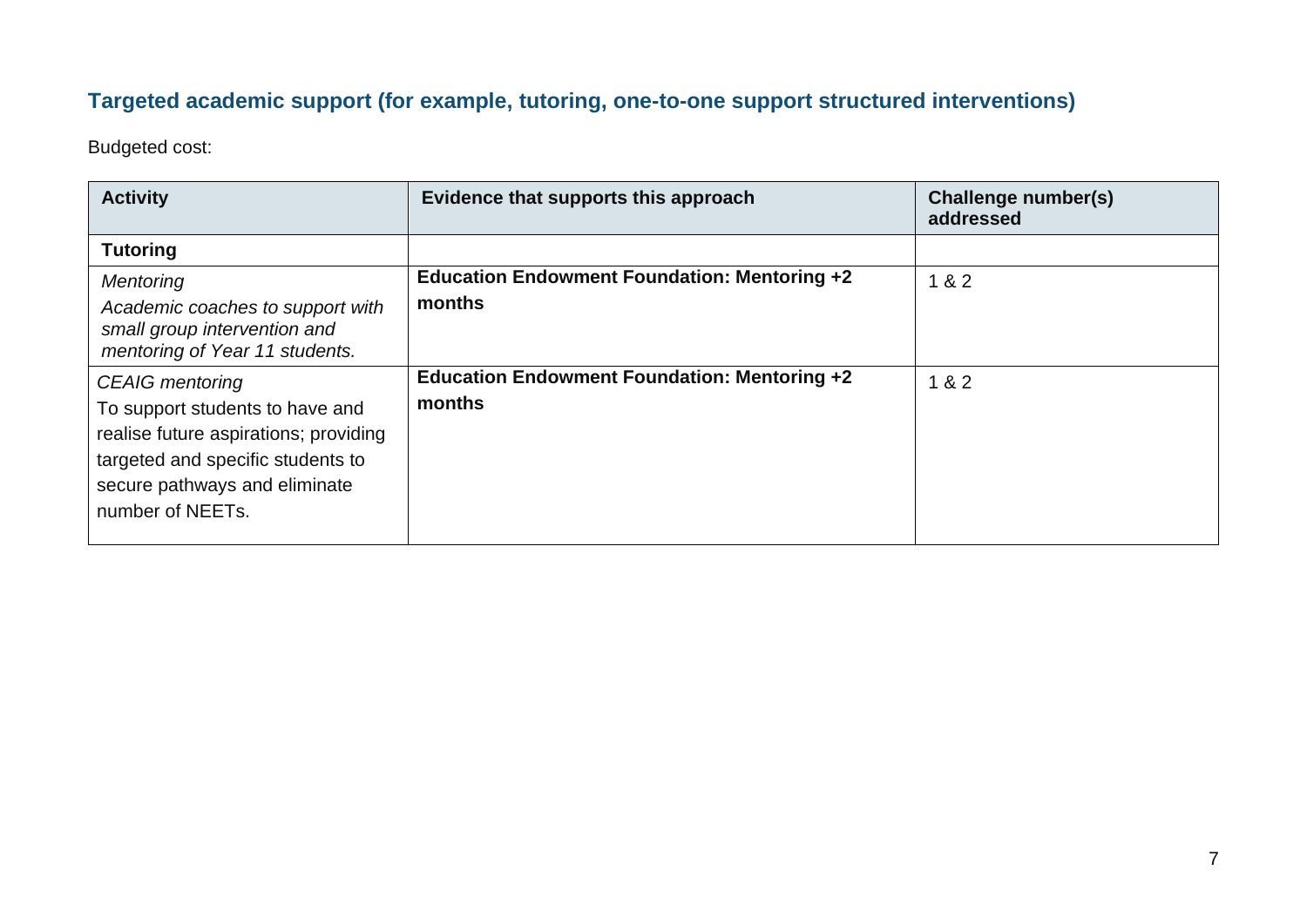## Targeted academic support (for example, tutoring, one-to-one support structured interventions)

Budgeted cost:

| Activity | Evidence that supports this approach | Challenge number(s) addressed |
|---|---|---|
| **Tutoring** | | |
| *Mentoring*<br>*Academic coaches to support with small group intervention and mentoring of Year 11 students.* | **Education Endowment Foundation: Mentoring +2 months** | 1 & 2 |
| *CEAIG mentoring*<br>To support students to have and realise future aspirations; providing targeted and specific students to secure pathways and eliminate number of NEETs. | **Education Endowment Foundation: Mentoring +2 months** | 1 & 2 |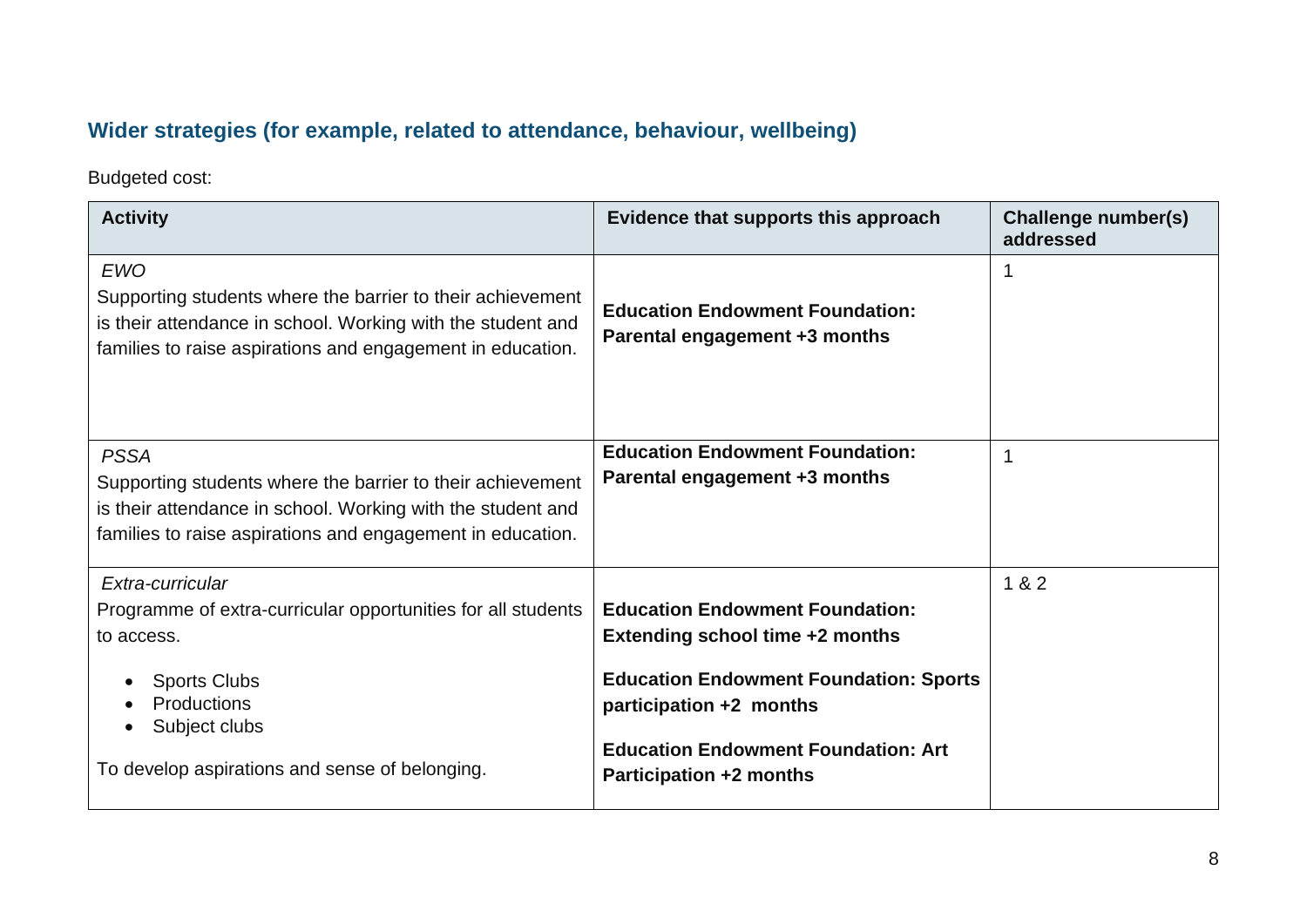### Wider strategies (for example, related to attendance, behaviour, wellbeing)

Budgeted cost:

| Activity | Evidence that supports this approach | Challenge number(s) addressed |
|---|---|---|
| *EWO*<br>Supporting students where the barrier to their achievement is their attendance in school. Working with the student and families to raise aspirations and engagement in education. | **Education Endowment Foundation: Parental engagement +3 months** | 1 |
| *PSSA*<br>Supporting students where the barrier to their achievement is their attendance in school. Working with the student and families to raise aspirations and engagement in education. | **Education Endowment Foundation: Parental engagement +3 months** | 1 |
| *Extra-curricular*<br>Programme of extra-curricular opportunities for all students to access.<br>• Sports Clubs<br>• Productions<br>• Subject clubs<br>To develop aspirations and sense of belonging. | **Education Endowment Foundation: Extending school time +2 months**<br>**Education Endowment Foundation: Sports participation +2 months**<br>**Education Endowment Foundation: Art Participation +2 months** | 1 & 2 |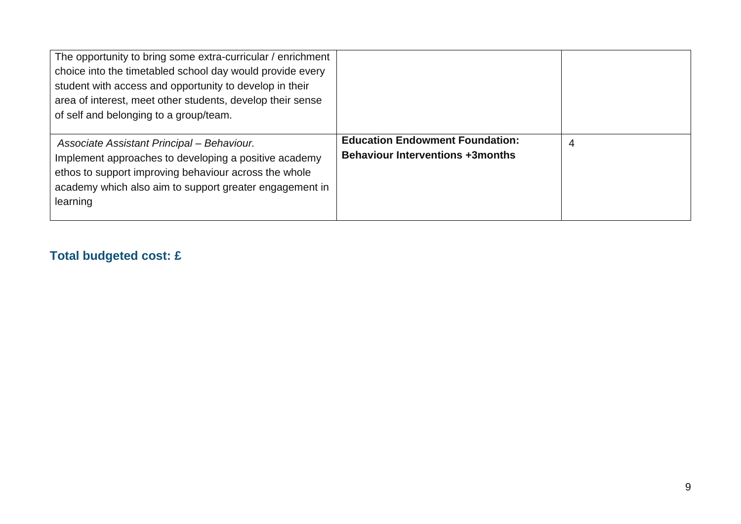| | | |
|---|---|---|
| The opportunity to bring some extra-curricular / enrichment choice into the timetabled school day would provide every student with access and opportunity to develop in their area of interest, meet other students, develop their sense of self and belonging to a group/team. | | |
| *Associate Assistant Principal – Behaviour.* Implement approaches to developing a positive academy ethos to support improving behaviour across the whole academy which also aim to support greater engagement in learning | **Education Endowment Foundation: Behaviour Interventions +3months** | 4 |

## Total budgeted cost: £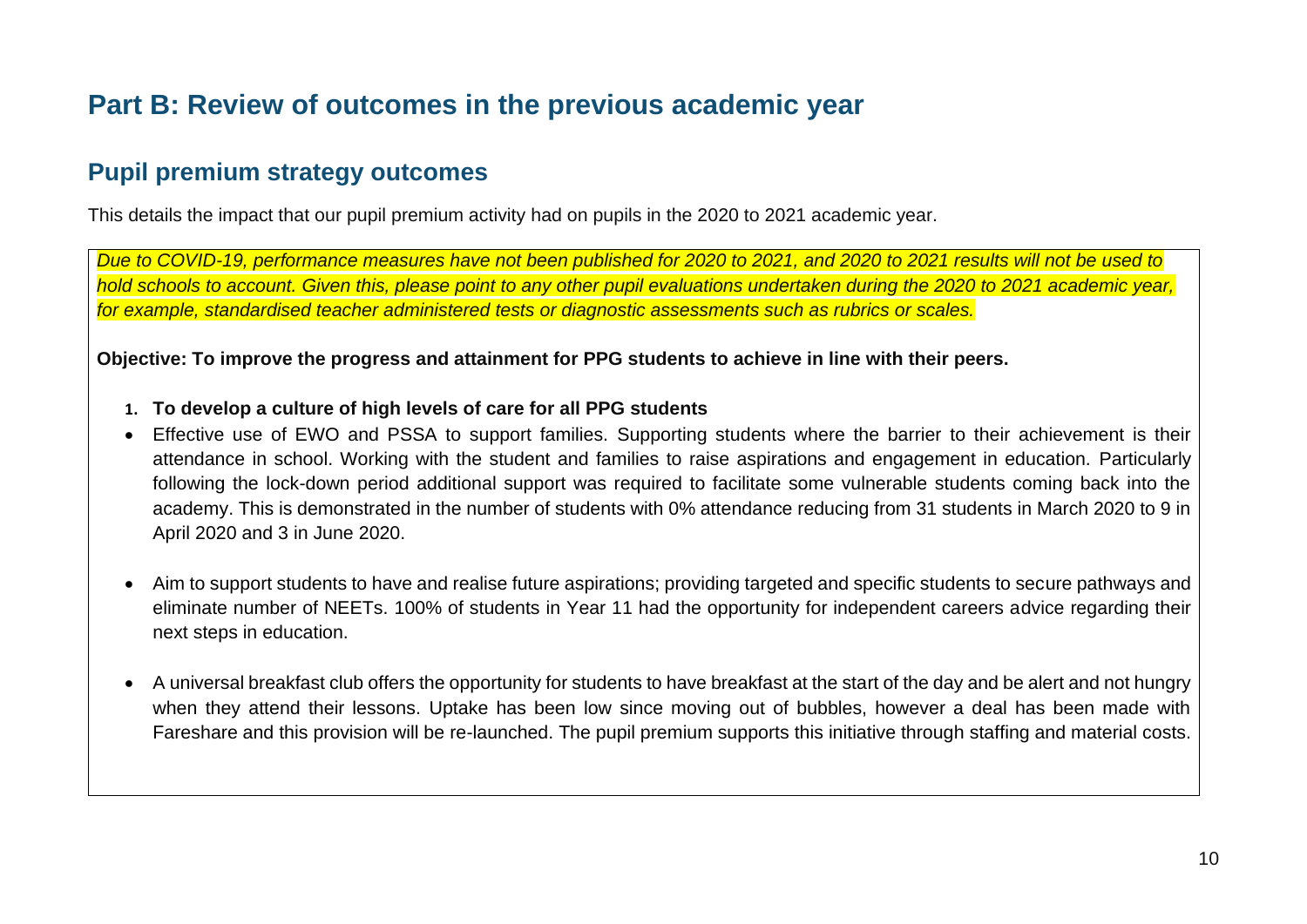# Part B: Review of outcomes in the previous academic year

## Pupil premium strategy outcomes

This details the impact that our pupil premium activity had on pupils in the 2020 to 2021 academic year.

*Due to COVID-19, performance measures have not been published for 2020 to 2021, and 2020 to 2021 results will not be used to hold schools to account. Given this, please point to any other pupil evaluations undertaken during the 2020 to 2021 academic year, for example, standardised teacher administered tests or diagnostic assessments such as rubrics or scales.*

**Objective: To improve the progress and attainment for PPG students to achieve in line with their peers.**

1. **To develop a culture of high levels of care for all PPG students**

- Effective use of EWO and PSSA to support families. Supporting students where the barrier to their achievement is their attendance in school. Working with the student and families to raise aspirations and engagement in education. Particularly following the lock-down period additional support was required to facilitate some vulnerable students coming back into the academy. This is demonstrated in the number of students with 0% attendance reducing from 31 students in March 2020 to 9 in April 2020 and 3 in June 2020.

- Aim to support students to have and realise future aspirations; providing targeted and specific students to secure pathways and eliminate number of NEETs. 100% of students in Year 11 had the opportunity for independent careers advice regarding their next steps in education.

- A universal breakfast club offers the opportunity for students to have breakfast at the start of the day and be alert and not hungry when they attend their lessons. Uptake has been low since moving out of bubbles, however a deal has been made with Fareshare and this provision will be re-launched. The pupil premium supports this initiative through staffing and material costs.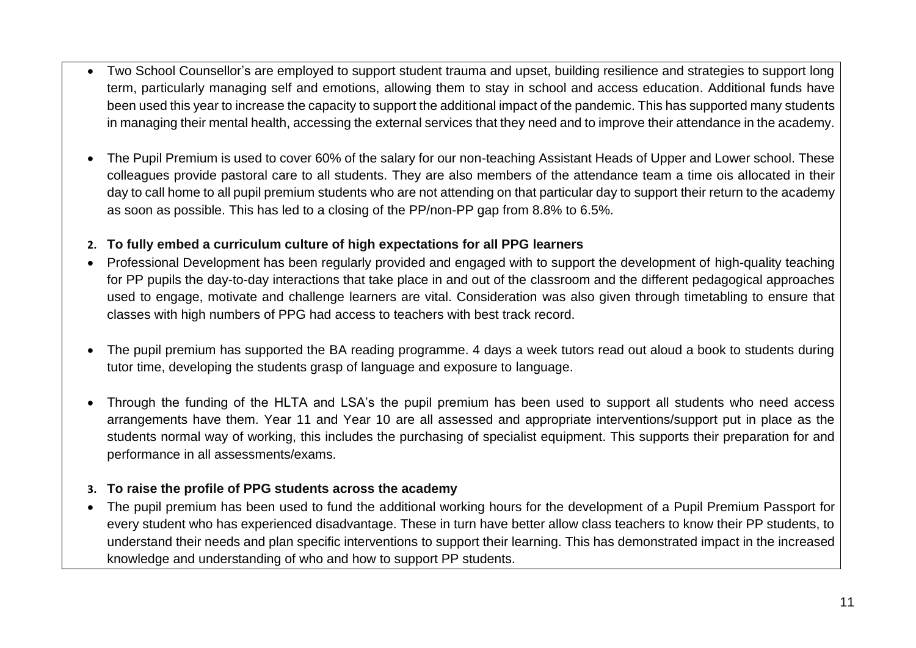- Two School Counsellor's are employed to support student trauma and upset, building resilience and strategies to support long term, particularly managing self and emotions, allowing them to stay in school and access education. Additional funds have been used this year to increase the capacity to support the additional impact of the pandemic. This has supported many students in managing their mental health, accessing the external services that they need and to improve their attendance in the academy.

- The Pupil Premium is used to cover 60% of the salary for our non-teaching Assistant Heads of Upper and Lower school. These colleagues provide pastoral care to all students. They are also members of the attendance team a time ois allocated in their day to call home to all pupil premium students who are not attending on that particular day to support their return to the academy as soon as possible. This has led to a closing of the PP/non-PP gap from 8.8% to 6.5%.

**2. To fully embed a curriculum culture of high expectations for all PPG learners**

- Professional Development has been regularly provided and engaged with to support the development of high-quality teaching for PP pupils the day-to-day interactions that take place in and out of the classroom and the different pedagogical approaches used to engage, motivate and challenge learners are vital. Consideration was also given through timetabling to ensure that classes with high numbers of PPG had access to teachers with best track record.

- The pupil premium has supported the BA reading programme. 4 days a week tutors read out aloud a book to students during tutor time, developing the students grasp of language and exposure to language.

- Through the funding of the HLTA and LSA's the pupil premium has been used to support all students who need access arrangements have them. Year 11 and Year 10 are all assessed and appropriate interventions/support put in place as the students normal way of working, this includes the purchasing of specialist equipment. This supports their preparation for and performance in all assessments/exams.

**3. To raise the profile of PPG students across the academy**

- The pupil premium has been used to fund the additional working hours for the development of a Pupil Premium Passport for every student who has experienced disadvantage. These in turn have better allow class teachers to know their PP students, to understand their needs and plan specific interventions to support their learning. This has demonstrated impact in the increased knowledge and understanding of who and how to support PP students.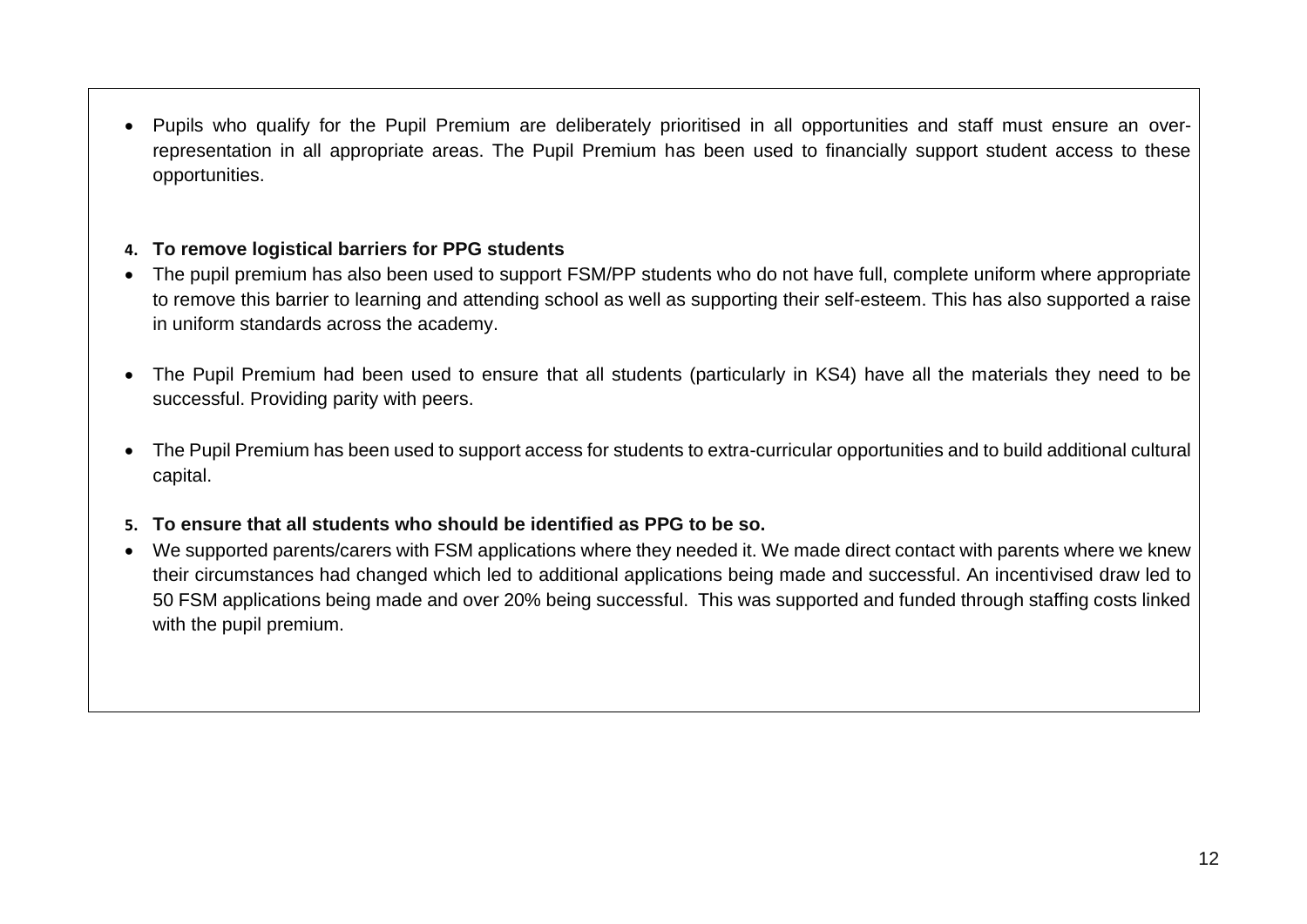- Pupils who qualify for the Pupil Premium are deliberately prioritised in all opportunities and staff must ensure an over-representation in all appropriate areas. The Pupil Premium has been used to financially support student access to these opportunities.

**4. To remove logistical barriers for PPG students**

- The pupil premium has also been used to support FSM/PP students who do not have full, complete uniform where appropriate to remove this barrier to learning and attending school as well as supporting their self-esteem. This has also supported a raise in uniform standards across the academy.

- The Pupil Premium had been used to ensure that all students (particularly in KS4) have all the materials they need to be successful. Providing parity with peers.

- The Pupil Premium has been used to support access for students to extra-curricular opportunities and to build additional cultural capital.

**5. To ensure that all students who should be identified as PPG to be so.**

- We supported parents/carers with FSM applications where they needed it. We made direct contact with parents where we knew their circumstances had changed which led to additional applications being made and successful. An incentivised draw led to 50 FSM applications being made and over 20% being successful. This was supported and funded through staffing costs linked with the pupil premium.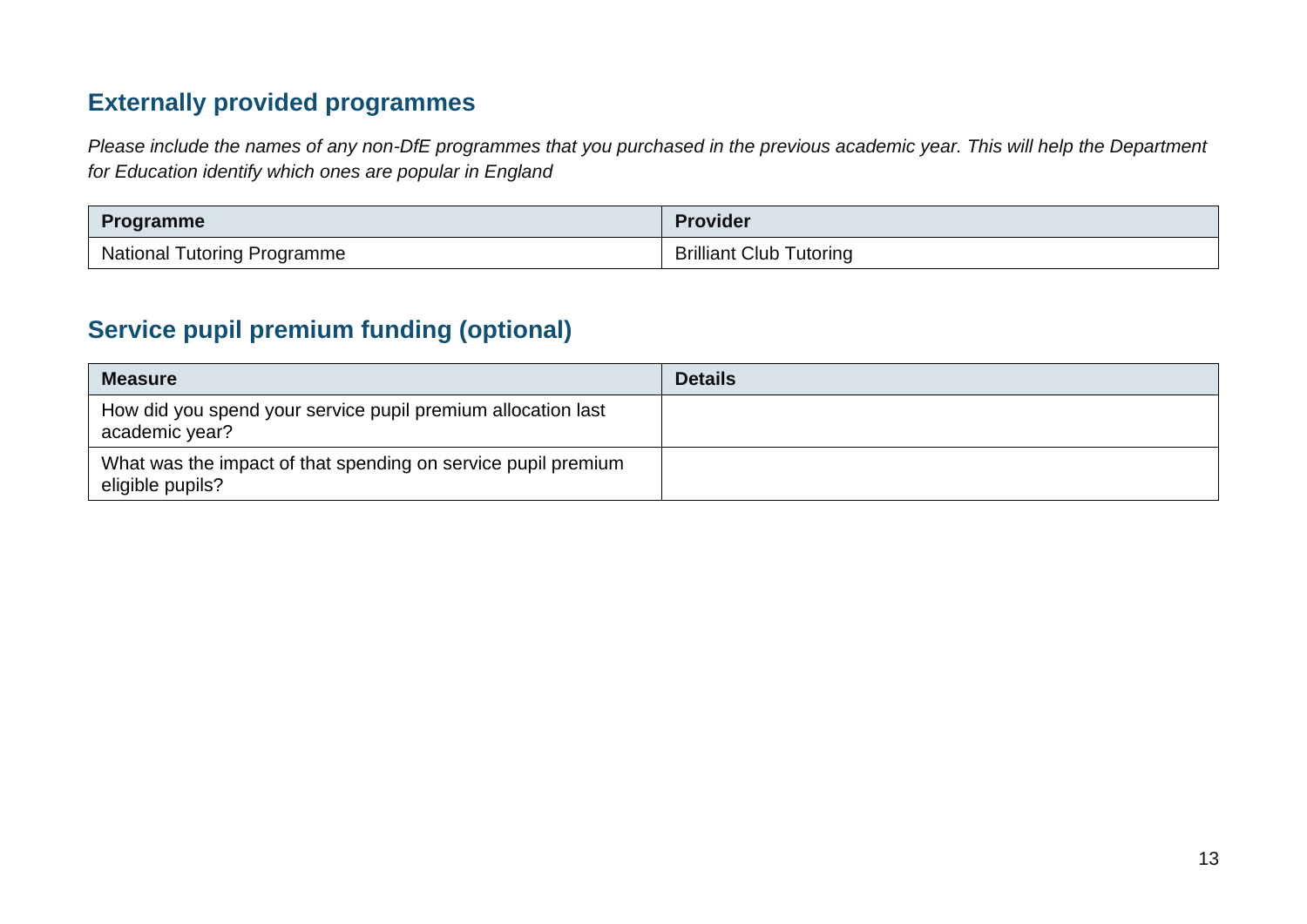## Externally provided programmes

*Please include the names of any non-DfE programmes that you purchased in the previous academic year. This will help the Department for Education identify which ones are popular in England*

| Programme | Provider |
| --- | --- |
| National Tutoring Programme | Brilliant Club Tutoring |

## Service pupil premium funding (optional)

| Measure | Details |
| --- | --- |
| How did you spend your service pupil premium allocation last academic year? | |
| What was the impact of that spending on service pupil premium eligible pupils? | |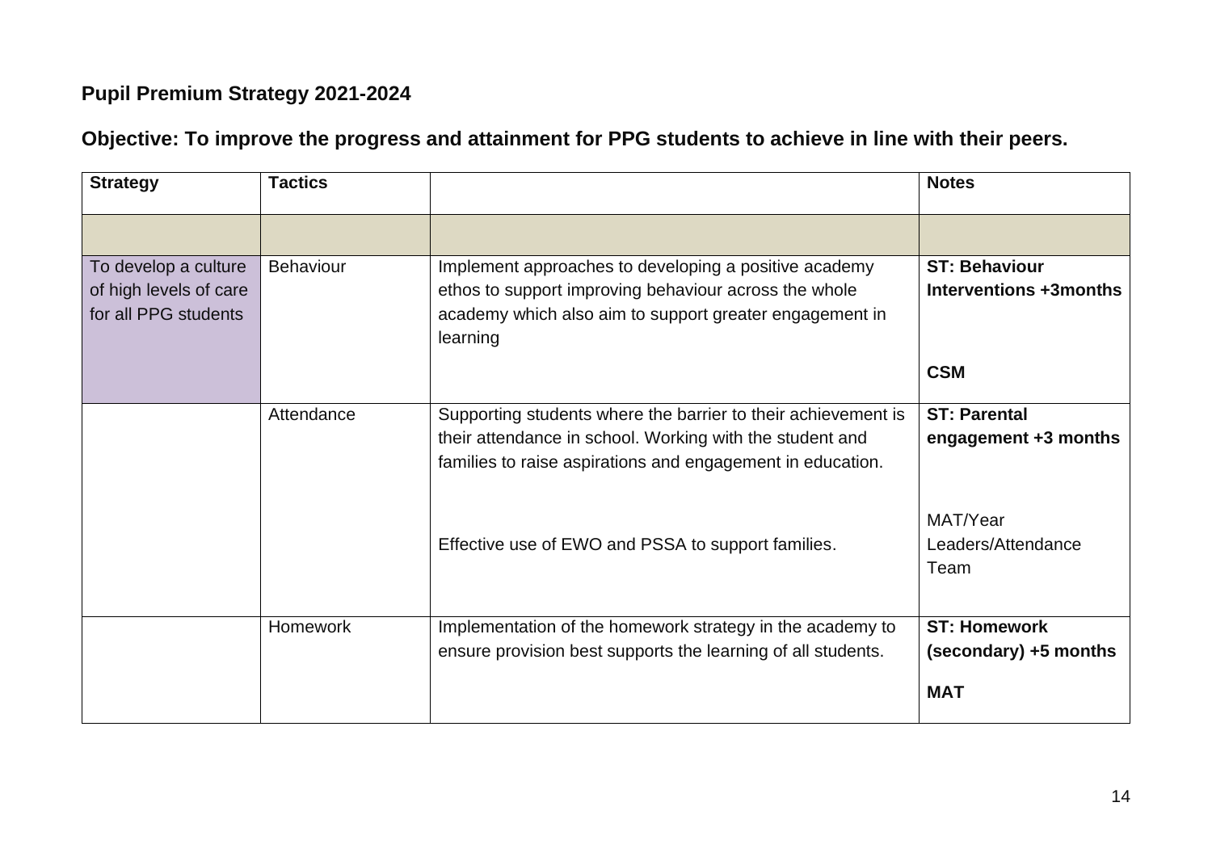**Pupil Premium Strategy 2021-2024**

**Objective: To improve the progress and attainment for PPG students to achieve in line with their peers.**

| Strategy | Tactics | | Notes |
|---|---|---|---|
| | | | |
| To develop a culture of high levels of care for all PPG students | Behaviour | Implement approaches to developing a positive academy ethos to support improving behaviour across the whole academy which also aim to support greater engagement in learning | **ST: Behaviour Interventions +3months**<br><br>**CSM** |
| | Attendance | Supporting students where the barrier to their achievement is their attendance in school. Working with the student and families to raise aspirations and engagement in education.<br><br>Effective use of EWO and PSSA to support families. | **ST: Parental engagement +3 months**<br><br>MAT/Year Leaders/Attendance Team |
| | Homework | Implementation of the homework strategy in the academy to ensure provision best supports the learning of all students. | **ST: Homework (secondary) +5 months**<br><br>**MAT** |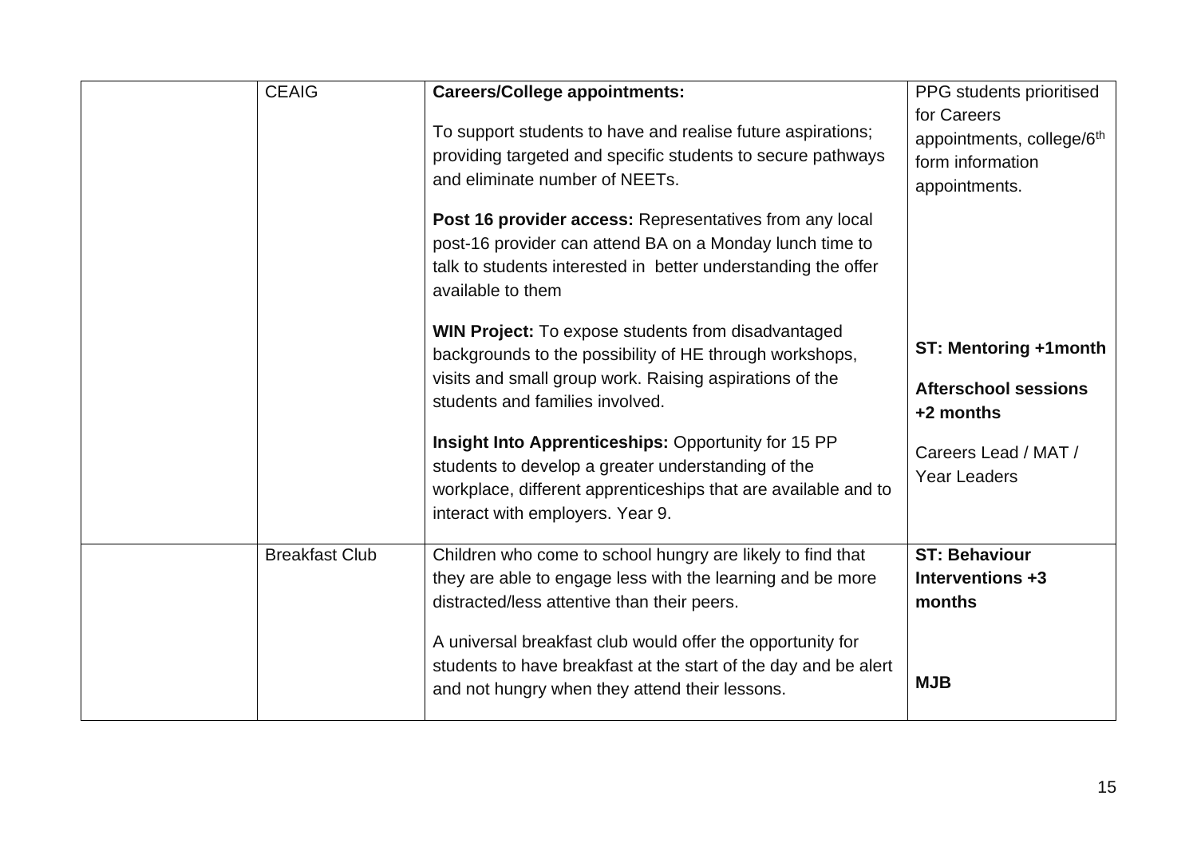| | | | |
|---|---|---|---|
| | CEAIG | **Careers/College appointments:**<br><br>To support students to have and realise future aspirations; providing targeted and specific students to secure pathways and eliminate number of NEETs.<br><br>**Post 16 provider access:** Representatives from any local post-16 provider can attend BA on a Monday lunch time to talk to students interested in better understanding the offer available to them<br><br>**WIN Project:** To expose students from disadvantaged backgrounds to the possibility of HE through workshops, visits and small group work. Raising aspirations of the students and families involved.<br><br>**Insight Into Apprenticeships:** Opportunity for 15 PP students to develop a greater understanding of the workplace, different apprenticeships that are available and to interact with employers. Year 9. | PPG students prioritised for Careers appointments, college/6th form information appointments.<br><br>**ST: Mentoring +1month**<br><br>**Afterschool sessions +2 months**<br><br>Careers Lead / MAT / Year Leaders |
| | Breakfast Club | Children who come to school hungry are likely to find that they are able to engage less with the learning and be more distracted/less attentive than their peers.<br><br>A universal breakfast club would offer the opportunity for students to have breakfast at the start of the day and be alert and not hungry when they attend their lessons. | **ST: Behaviour Interventions +3 months**<br><br>**MJB** |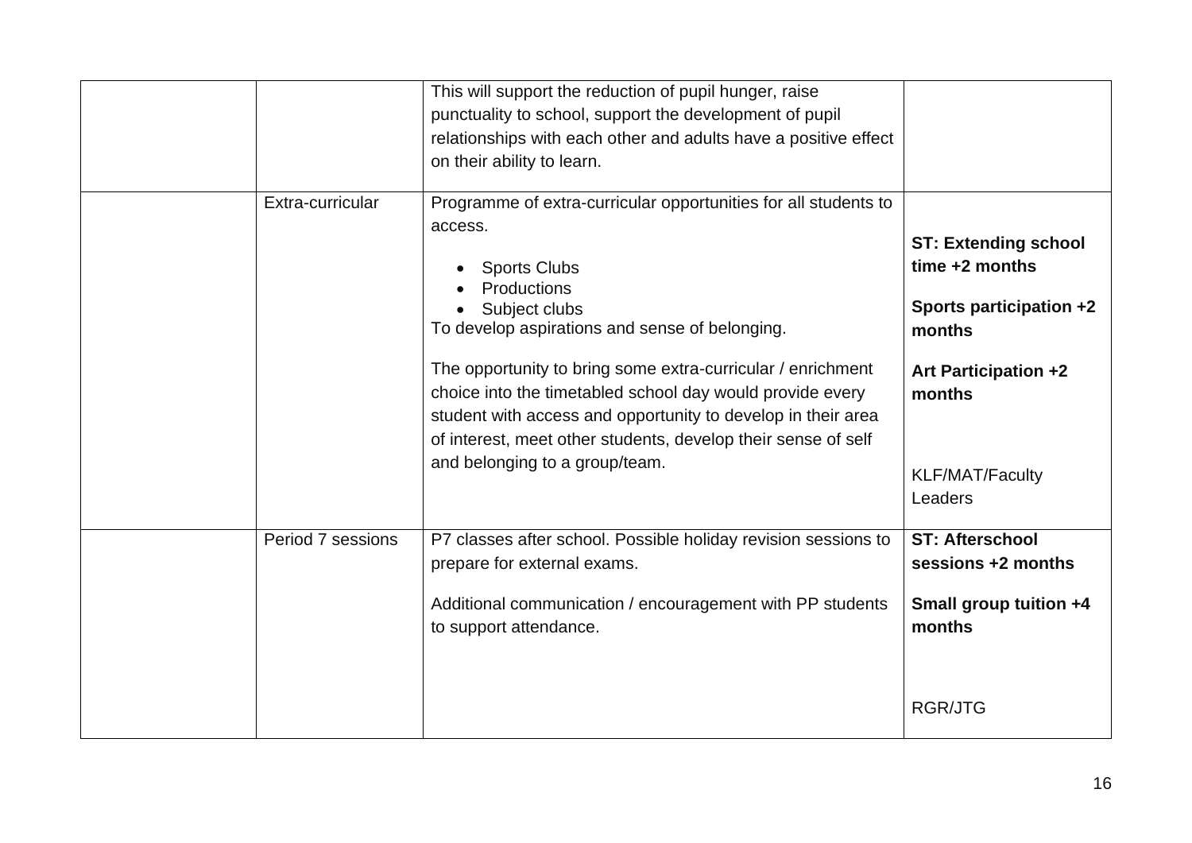| | | | |
|---|---|---|---|
| | | This will support the reduction of pupil hunger, raise punctuality to school, support the development of pupil relationships with each other and adults have a positive effect on their ability to learn. | |
| | Extra-curricular | Programme of extra-curricular opportunities for all students to access.<br>• Sports Clubs<br>• Productions<br>• Subject clubs<br>To develop aspirations and sense of belonging.<br><br>The opportunity to bring some extra-curricular / enrichment choice into the timetabled school day would provide every student with access and opportunity to develop in their area of interest, meet other students, develop their sense of self and belonging to a group/team. | **ST: Extending school time +2 months**<br><br>**Sports participation +2 months**<br><br>**Art Participation +2 months**<br><br>KLF/MAT/Faculty Leaders |
| | Period 7 sessions | P7 classes after school. Possible holiday revision sessions to prepare for external exams.<br><br>Additional communication / encouragement with PP students to support attendance. | **ST: Afterschool sessions +2 months**<br><br>**Small group tuition +4 months**<br><br>RGR/JTG |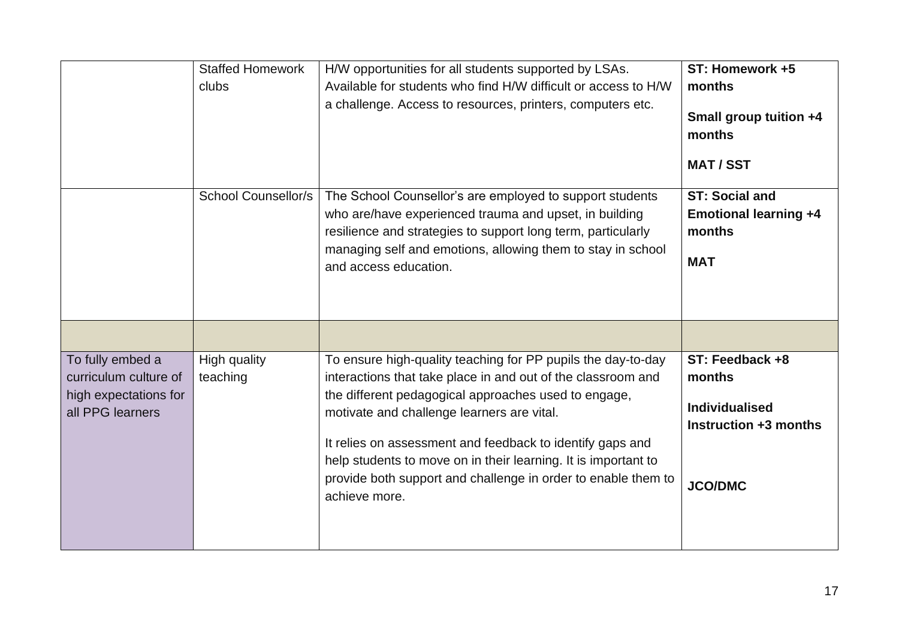| | | | |
|---|---|---|---|
| | Staffed Homework clubs | H/W opportunities for all students supported by LSAs. Available for students who find H/W difficult or access to H/W a challenge. Access to resources, printers, computers etc. | **ST: Homework +5 months**<br><br>**Small group tuition +4 months**<br><br>**MAT / SST** |
| | School Counsellor/s | The School Counsellor's are employed to support students who are/have experienced trauma and upset, in building resilience and strategies to support long term, particularly managing self and emotions, allowing them to stay in school and access education. | **ST: Social and Emotional learning +4 months**<br><br>**MAT** |
| | | | |
| To fully embed a curriculum culture of high expectations for all PPG learners | High quality teaching | To ensure high-quality teaching for PP pupils the day-to-day interactions that take place in and out of the classroom and the different pedagogical approaches used to engage, motivate and challenge learners are vital.<br><br>It relies on assessment and feedback to identify gaps and help students to move on in their learning. It is important to provide both support and challenge in order to enable them to achieve more. | **ST: Feedback +8 months**<br><br>**Individualised Instruction +3 months**<br><br>**JCO/DMC** |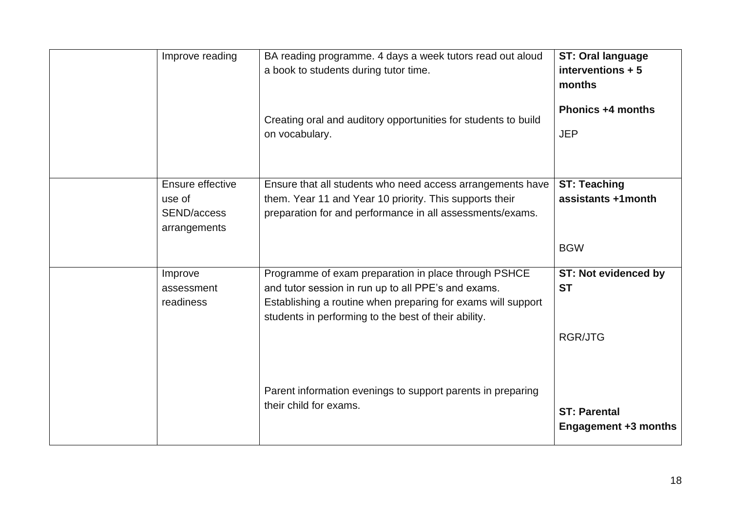| | | | |
|---|---|---|---|
| | Improve reading | BA reading programme. 4 days a week tutors read out aloud a book to students during tutor time.<br><br>Creating oral and auditory opportunities for students to build on vocabulary. | **ST: Oral language interventions + 5 months**<br><br>**Phonics +4 months**<br><br>JEP |
| | Ensure effective use of SEND/access arrangements | Ensure that all students who need access arrangements have them. Year 11 and Year 10 priority. This supports their preparation for and performance in all assessments/exams. | **ST: Teaching assistants +1month**<br><br>BGW |
| | Improve assessment readiness | Programme of exam preparation in place through PSHCE and tutor session in run up to all PPE's and exams. Establishing a routine when preparing for exams will support students in performing to the best of their ability.<br><br>Parent information evenings to support parents in preparing their child for exams. | **ST: Not evidenced by ST**<br><br>RGR/JTG<br><br>**ST: Parental Engagement +3 months** |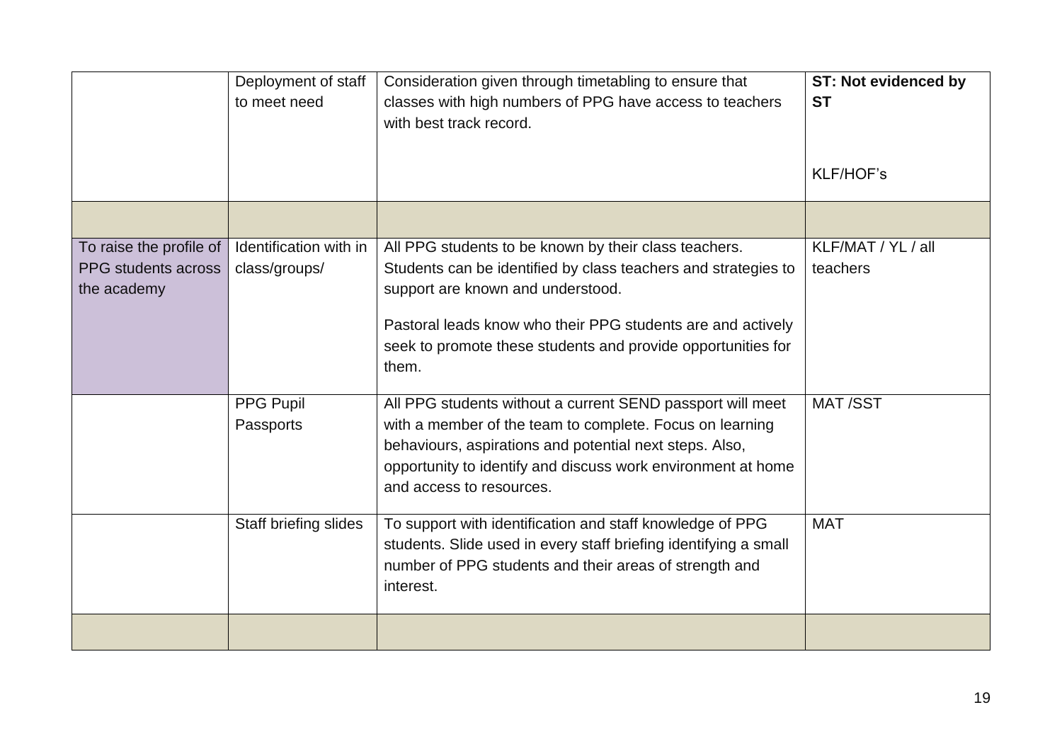| | | | |
|---|---|---|---|
| | Deployment of staff to meet need | Consideration given through timetabling to ensure that classes with high numbers of PPG have access to teachers with best track record. | **ST: Not evidenced by ST**<br><br>KLF/HOF's |
| | | | |
| To raise the profile of PPG students across the academy | Identification with in class/groups/ | All PPG students to be known by their class teachers. Students can be identified by class teachers and strategies to support are known and understood.<br><br>Pastoral leads know who their PPG students are and actively seek to promote these students and provide opportunities for them. | KLF/MAT / YL / all teachers |
| | PPG Pupil Passports | All PPG students without a current SEND passport will meet with a member of the team to complete. Focus on learning behaviours, aspirations and potential next steps. Also, opportunity to identify and discuss work environment at home and access to resources. | MAT /SST |
| | Staff briefing slides | To support with identification and staff knowledge of PPG students. Slide used in every staff briefing identifying a small number of PPG students and their areas of strength and interest. | MAT |
| | | | |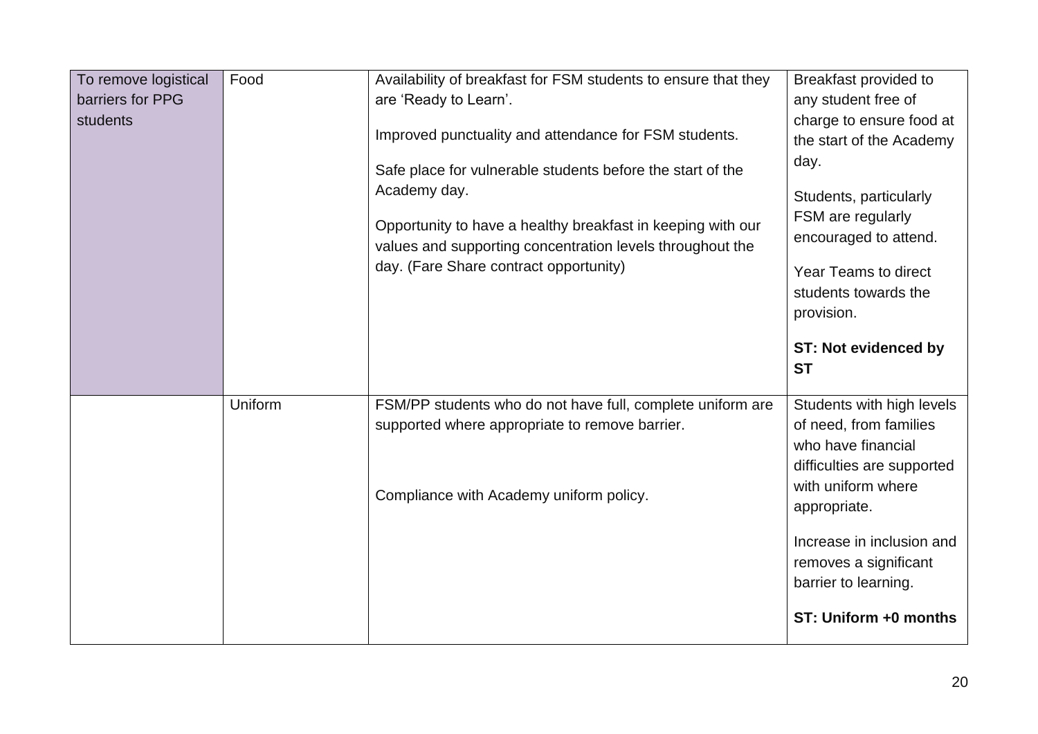| | | | |
|---|---|---|---|
| To remove logistical barriers for PPG students | Food | Availability of breakfast for FSM students to ensure that they are 'Ready to Learn'.<br><br>Improved punctuality and attendance for FSM students.<br><br>Safe place for vulnerable students before the start of the Academy day.<br><br>Opportunity to have a healthy breakfast in keeping with our values and supporting concentration levels throughout the day. (Fare Share contract opportunity) | Breakfast provided to any student free of charge to ensure food at the start of the Academy day.<br><br>Students, particularly FSM are regularly encouraged to attend.<br><br>Year Teams to direct students towards the provision.<br><br>**ST: Not evidenced by ST** |
| | Uniform | FSM/PP students who do not have full, complete uniform are supported where appropriate to remove barrier.<br><br>Compliance with Academy uniform policy. | Students with high levels of need, from families who have financial difficulties are supported with uniform where appropriate.<br><br>Increase in inclusion and removes a significant barrier to learning.<br><br>**ST: Uniform +0 months** |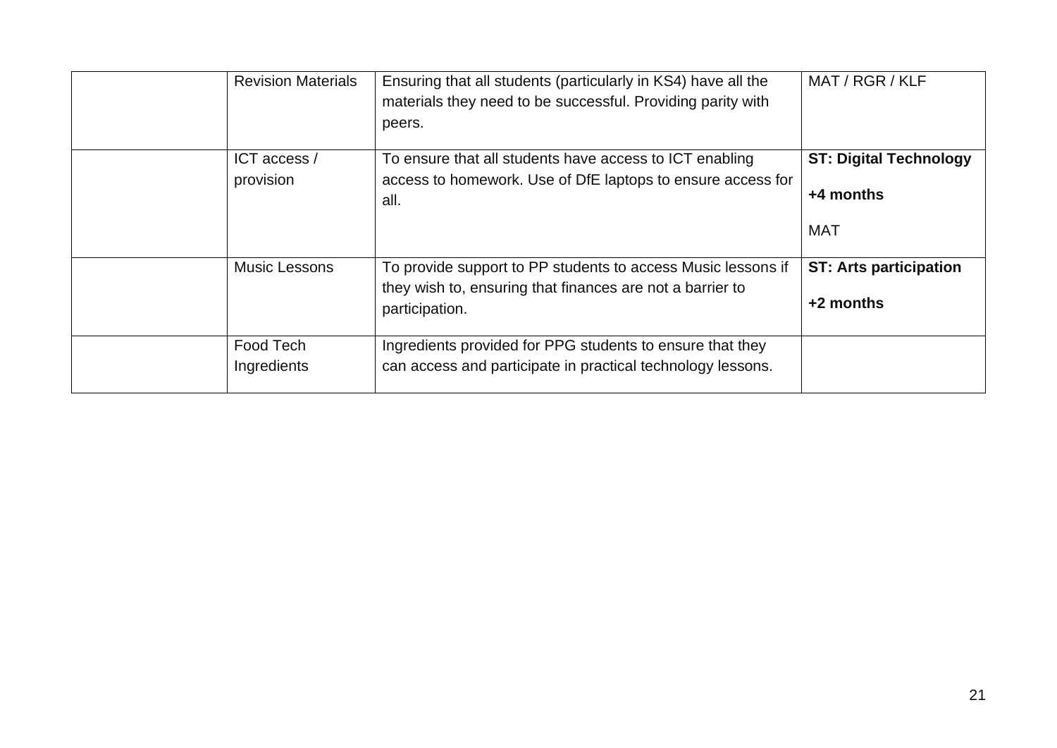| | | | |
|---|---|---|---|
| | Revision Materials | Ensuring that all students (particularly in KS4) have all the materials they need to be successful. Providing parity with peers. | MAT / RGR / KLF |
| | ICT access / provision | To ensure that all students have access to ICT enabling access to homework. Use of DfE laptops to ensure access for all. | **ST: Digital Technology**<br><br>**+4 months**<br><br>MAT |
| | Music Lessons | To provide support to PP students to access Music lessons if they wish to, ensuring that finances are not a barrier to participation. | **ST: Arts participation**<br><br>**+2 months** |
| | Food Tech Ingredients | Ingredients provided for PPG students to ensure that they can access and participate in practical technology lessons. | |